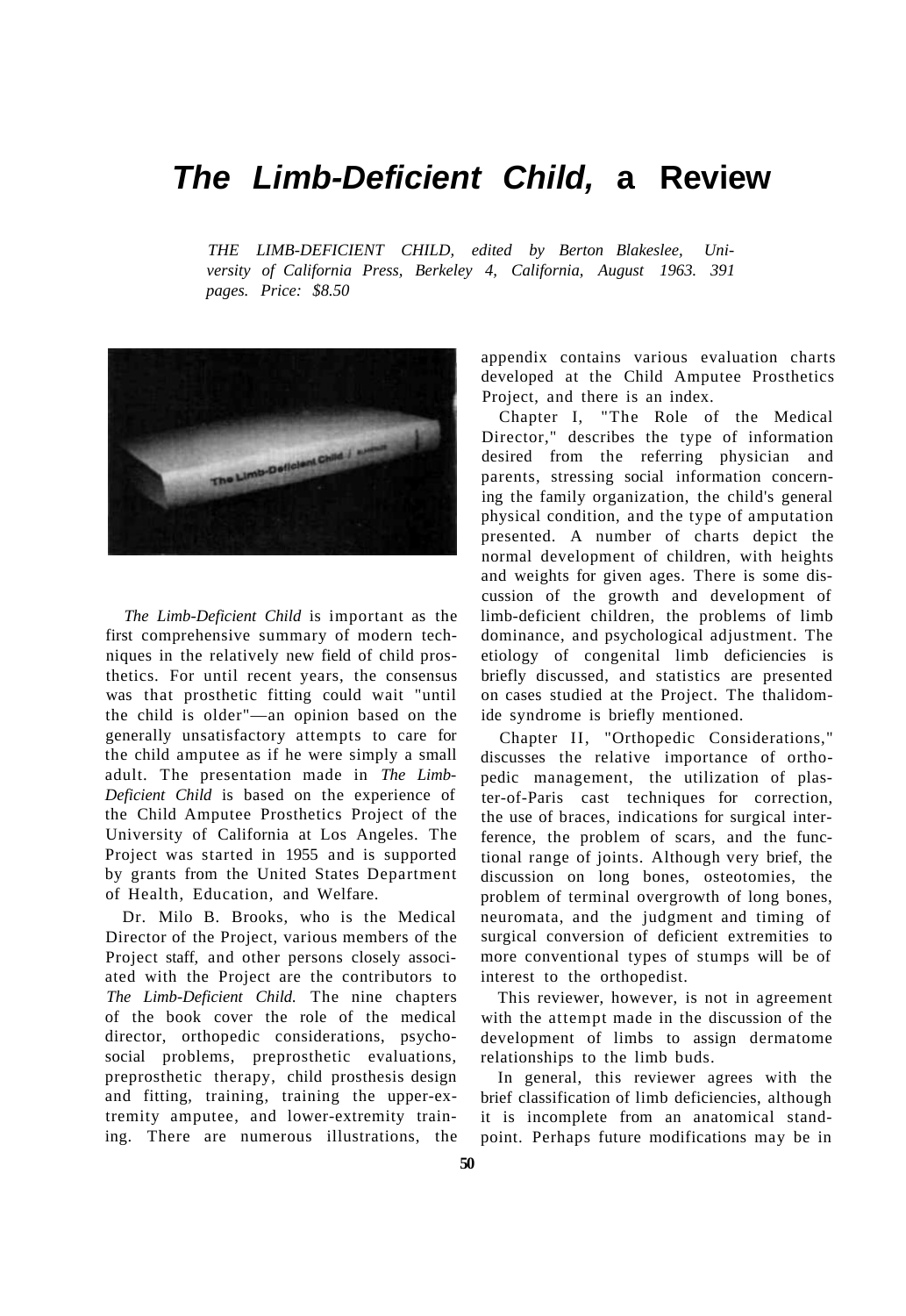# *The Limb-Deficient Child,* a Review

*THE LIMB-DEFICIENT CHILD, edited by Berton Blakeslee, University of California Press, Berkeley 4, California, August 1963. 391 pages. Price: $8.50*

*The Limb-Deficient Child* is important as the first comprehensive summary of modern techniques in the relatively new field of child prosthetics. For until recent years, the consensus was that prosthetic fitting could wait "until the child is older"—an opinion based on the generally unsatisfactory attempts to care for the child amputee as if he were simply a small adult. The presentation made in *The Limb-Deficient Child* is based on the experience of the Child Amputee Prosthetics Project of the University of California at Los Angeles. The Project was started in 1955 and is supported by grants from the United States Department of Health, Education, and Welfare.

Dr. Milo B. Brooks, who is the Medical Director of the Project, various members of the Project staff, and other persons closely associated with the Project are the contributors to *The Limb-Deficient Child.* The nine chapters of the book cover the role of the medical director, orthopedic considerations, psychosocial problems, preprosthetic evaluations, preprosthetic therapy, child prosthesis design and fitting, training, training the upper-extremity amputee, and lower-extremity training. There are numerous illustrations, the appendix contains various evaluation charts developed at the Child Amputee Prosthetics Project, and there is an index.

Chapter I, "The Role of the Medical Director," describes the type of information desired from the referring physician and parents, stressing social information concerning the family organization, the child's general physical condition, and the type of amputation presented. A number of charts depict the normal development of children, with heights and weights for given ages. There is some discussion of the growth and development of limb-deficient children, the problems of limb dominance, and psychological adjustment. The etiology of congenital limb deficiencies is briefly discussed, and statistics are presented on cases studied at the Project. The thalidomide syndrome is briefly mentioned.

Chapter II, "Orthopedic Considerations," discusses the relative importance of orthopedic management, the utilization of plaster-of-Paris cast techniques for correction, the use of braces, indications for surgical interference, the problem of scars, and the functional range of joints. Although very brief, the discussion on long bones, osteotomies, the problem of terminal overgrowth of long bones, neuromata, and the judgment and timing of surgical conversion of deficient extremities to more conventional types of stumps will be of interest to the orthopedist.

This reviewer, however, is not in agreement with the attempt made in the discussion of the development of limbs to assign dermatome relationships to the limb buds.

In general, this reviewer agrees with the brief classification of limb deficiencies, although it is incomplete from an anatomical standpoint. Perhaps future modifications may be in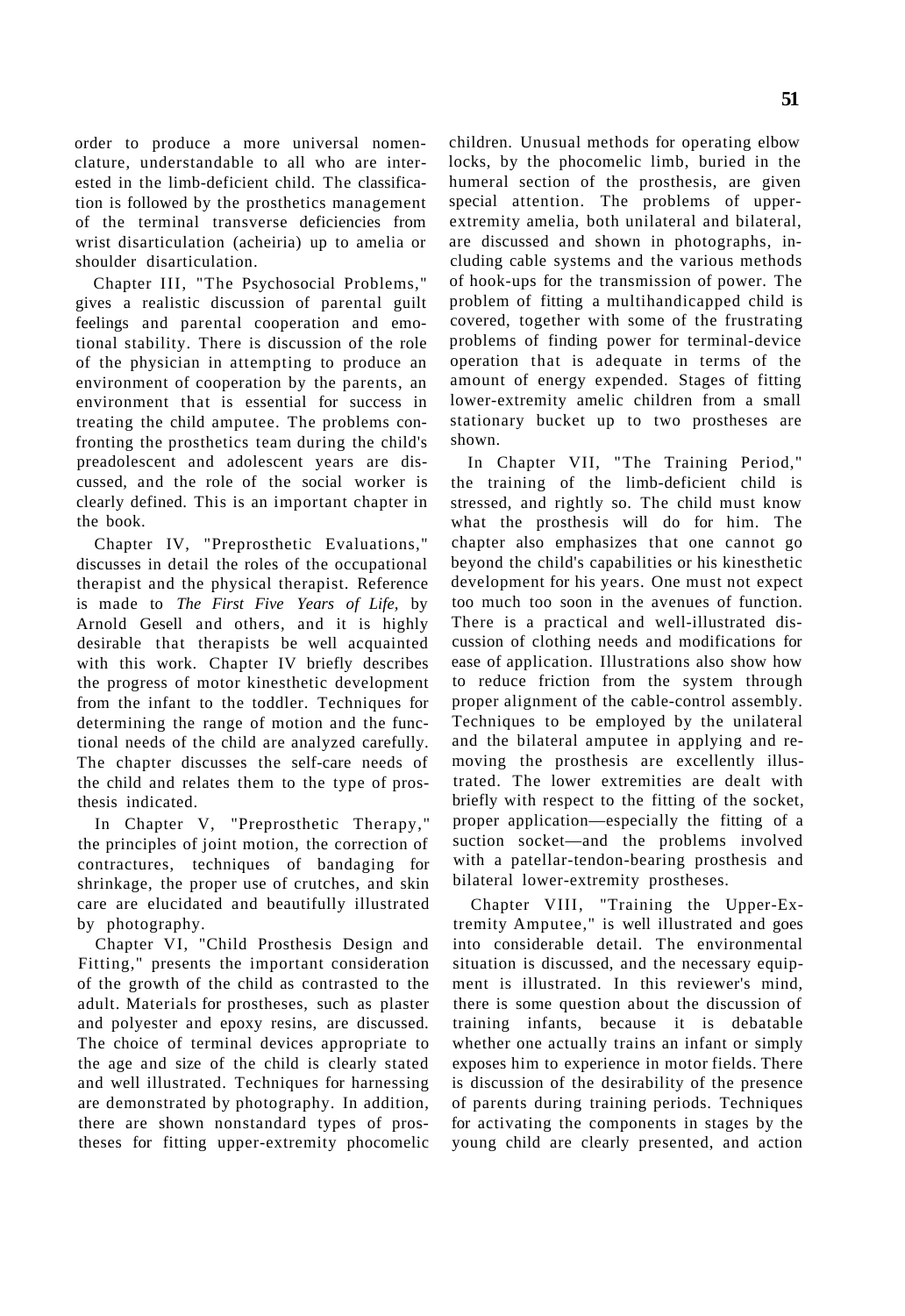order to produce a more universal nomenclature, understandable to all who are interested in the limb-deficient child. The classification is followed by the prosthetics management of the terminal transverse deficiencies from wrist disarticulation (acheiria) up to amelia or shoulder disarticulation.

Chapter III, "The Psychosocial Problems," gives a realistic discussion of parental guilt feelings and parental cooperation and emotional stability. There is discussion of the role of the physician in attempting to produce an environment of cooperation by the parents, an environment that is essential for success in treating the child amputee. The problems confronting the prosthetics team during the child's preadolescent and adolescent years are discussed, and the role of the social worker is clearly defined. This is an important chapter in the book.

Chapter IV, "Preprosthetic Evaluations," discusses in detail the roles of the occupational therapist and the physical therapist. Reference is made to *The First Five Years of Life,* by Arnold Gesell and others, and it is highly desirable that therapists be well acquainted with this work. Chapter IV briefly describes the progress of motor kinesthetic development from the infant to the toddler. Techniques for determining the range of motion and the functional needs of the child are analyzed carefully. The chapter discusses the self-care needs of the child and relates them to the type of prosthesis indicated.

In Chapter V, "Preprosthetic Therapy," the principles of joint motion, the correction of contractures, techniques of bandaging for shrinkage, the proper use of crutches, and skin care are elucidated and beautifully illustrated by photography.

Chapter VI, "Child Prosthesis Design and Fitting," presents the important consideration of the growth of the child as contrasted to the adult. Materials for prostheses, such as plaster and polyester and epoxy resins, are discussed. The choice of terminal devices appropriate to the age and size of the child is clearly stated and well illustrated. Techniques for harnessing are demonstrated by photography. In addition, there are shown nonstandard types of prostheses for fitting upper-extremity phocomelic children. Unusual methods for operating elbow locks, by the phocomelic limb, buried in the humeral section of the prosthesis, are given special attention. The problems of upper-extremity amelia, both unilateral and bilateral, are discussed and shown in photographs, including cable systems and the various methods of hook-ups for the transmission of power. The problem of fitting a multihandicapped child is covered, together with some of the frustrating problems of finding power for terminal-device operation that is adequate in terms of the amount of energy expended. Stages of fitting lower-extremity amelic children from a small stationary bucket up to two prostheses are shown.

In Chapter VII, "The Training Period," the training of the limb-deficient child is stressed, and rightly so. The child must know what the prosthesis will do for him. The chapter also emphasizes that one cannot go beyond the child's capabilities or his kinesthetic development for his years. One must not expect too much too soon in the avenues of function. There is a practical and well-illustrated discussion of clothing needs and modifications for ease of application. Illustrations also show how to reduce friction from the system through proper alignment of the cable-control assembly. Techniques to be employed by the unilateral and the bilateral amputee in applying and removing the prosthesis are excellently illustrated. The lower extremities are dealt with briefly with respect to the fitting of the socket, proper application—especially the fitting of a suction socket—and the problems involved with a patellar-tendon-bearing prosthesis and bilateral lower-extremity prostheses.

Chapter VIII, "Training the Upper-Extremity Amputee," is well illustrated and goes into considerable detail. The environmental situation is discussed, and the necessary equipment is illustrated. In this reviewer's mind, there is some question about the discussion of training infants, because it is debatable whether one actually trains an infant or simply exposes him to experience in motor fields. There is discussion of the desirability of the presence of parents during training periods. Techniques for activating the components in stages by the young child are clearly presented, and action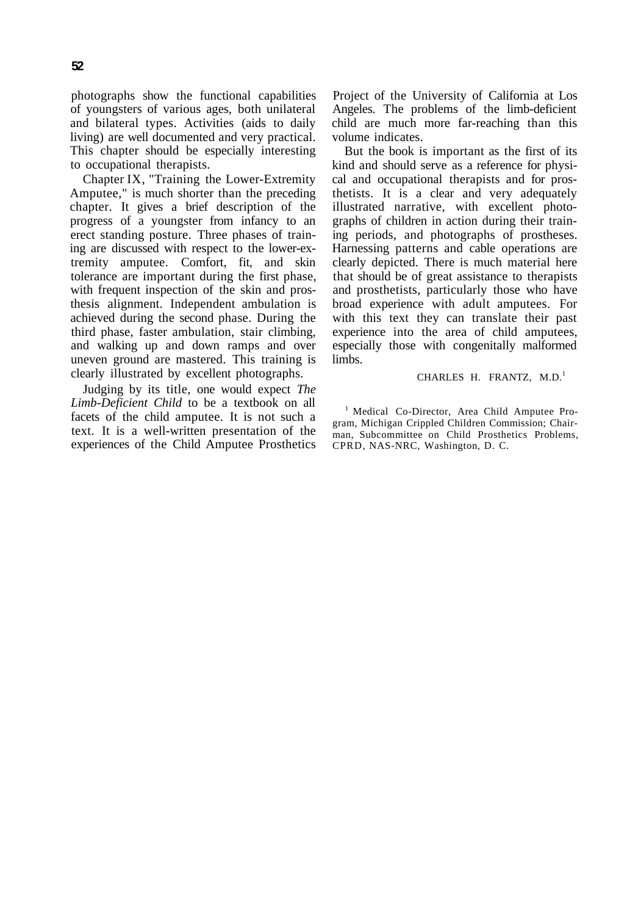photographs show the functional capabilities of youngsters of various ages, both unilateral and bilateral types. Activities (aids to daily living) are well documented and very practical. This chapter should be especially interesting to occupational therapists.

Chapter IX, "Training the Lower-Extremity Amputee," is much shorter than the preceding chapter. It gives a brief description of the progress of a youngster from infancy to an erect standing posture. Three phases of training are discussed with respect to the lower-extremity amputee. Comfort, fit, and skin tolerance are important during the first phase, with frequent inspection of the skin and prosthesis alignment. Independent ambulation is achieved during the second phase. During the third phase, faster ambulation, stair climbing, and walking up and down ramps and over uneven ground are mastered. This training is clearly illustrated by excellent photographs.

Judging by its title, one would expect *The Limb-Deficient Child* to be a textbook on all facets of the child amputee. It is not such a text. It is a well-written presentation of the experiences of the Child Amputee Prosthetics Project of the University of California at Los Angeles. The problems of the limb-deficient child are much more far-reaching than this volume indicates.

But the book is important as the first of its kind and should serve as a reference for physical and occupational therapists and for prosthetists. It is a clear and very adequately illustrated narrative, with excellent photographs of children in action during their training periods, and photographs of prostheses. Harnessing patterns and cable operations are clearly depicted. There is much material here that should be of great assistance to therapists and prosthetists, particularly those who have broad experience with adult amputees. For with this text they can translate their past experience into the area of child amputees, especially those with congenitally malformed limbs.

CHARLES H. FRANTZ, M.D.[1]

[1] Medical Co-Director, Area Child Amputee Program, Michigan Crippled Children Commission; Chairman, Subcommittee on Child Prosthetics Problems, CPRD, NAS-NRC, Washington, D. C.